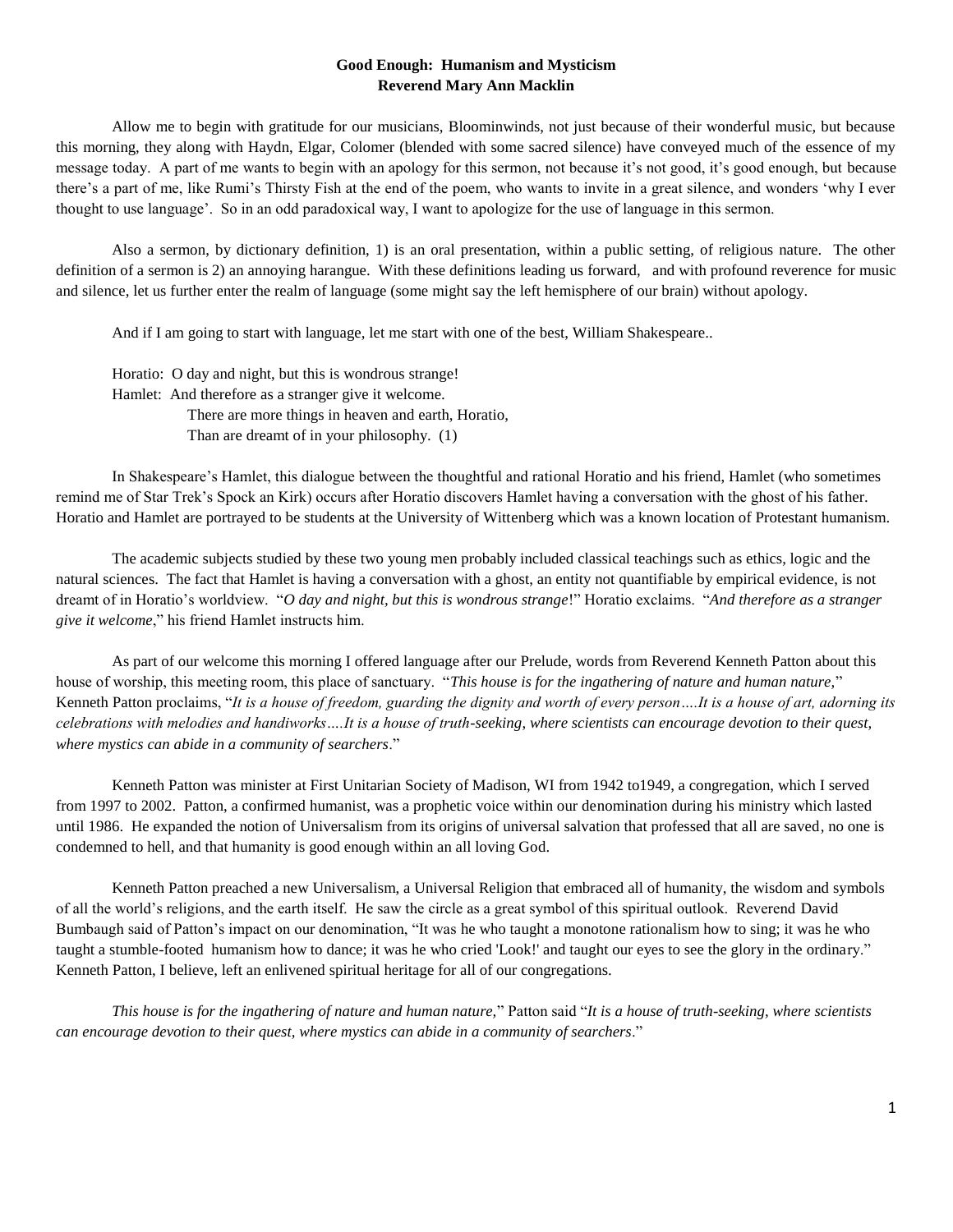**Good Enough: Humanism and Mysticism**
**Reverend Mary Ann Macklin**

Allow me to begin with gratitude for our musicians, Bloominwinds, not just because of their wonderful music, but because this morning, they along with Haydn, Elgar, Colomer (blended with some sacred silence) have conveyed much of the essence of my message today. A part of me wants to begin with an apology for this sermon, not because it's not good, it's good enough, but because there's a part of me, like Rumi's Thirsty Fish at the end of the poem, who wants to invite in a great silence, and wonders 'why I ever thought to use language'. So in an odd paradoxical way, I want to apologize for the use of language in this sermon.

Also a sermon, by dictionary definition, 1) is an oral presentation, within a public setting, of religious nature. The other definition of a sermon is 2) an annoying harangue. With these definitions leading us forward, and with profound reverence for music and silence, let us further enter the realm of language (some might say the left hemisphere of our brain) without apology.

And if I am going to start with language, let me start with one of the best, William Shakespeare..

Horatio: O day and night, but this is wondrous strange!
Hamlet: And therefore as a stranger give it welcome.
There are more things in heaven and earth, Horatio,
Than are dreamt of in your philosophy. (1)

In Shakespeare's Hamlet, this dialogue between the thoughtful and rational Horatio and his friend, Hamlet (who sometimes remind me of Star Trek's Spock an Kirk) occurs after Horatio discovers Hamlet having a conversation with the ghost of his father. Horatio and Hamlet are portrayed to be students at the University of Wittenberg which was a known location of Protestant humanism.

The academic subjects studied by these two young men probably included classical teachings such as ethics, logic and the natural sciences. The fact that Hamlet is having a conversation with a ghost, an entity not quantifiable by empirical evidence, is not dreamt of in Horatio's worldview. "*O day and night, but this is wondrous strange*!" Horatio exclaims. "*And therefore as a stranger give it welcome*," his friend Hamlet instructs him.

As part of our welcome this morning I offered language after our Prelude, words from Reverend Kenneth Patton about this house of worship, this meeting room, this place of sanctuary. "*This house is for the ingathering of nature and human nature*," Kenneth Patton proclaims, "*It is a house of freedom, guarding the dignity and worth of every person….It is a house of art, adorning its celebrations with melodies and handiworks….It is a house of truth-seeking, where scientists can encourage devotion to their quest, where mystics can abide in a community of searchers*."

Kenneth Patton was minister at First Unitarian Society of Madison, WI from 1942 to1949, a congregation, which I served from 1997 to 2002. Patton, a confirmed humanist, was a prophetic voice within our denomination during his ministry which lasted until 1986. He expanded the notion of Universalism from its origins of universal salvation that professed that all are saved, no one is condemned to hell, and that humanity is good enough within an all loving God.

Kenneth Patton preached a new Universalism, a Universal Religion that embraced all of humanity, the wisdom and symbols of all the world's religions, and the earth itself. He saw the circle as a great symbol of this spiritual outlook. Reverend David Bumbaugh said of Patton's impact on our denomination, "It was he who taught a monotone rationalism how to sing; it was he who taught a stumble-footed humanism how to dance; it was he who cried 'Look!' and taught our eyes to see the glory in the ordinary." Kenneth Patton, I believe, left an enlivened spiritual heritage for all of our congregations.

*This house is for the ingathering of nature and human nature,*" Patton said "*It is a house of truth-seeking, where scientists can encourage devotion to their quest, where mystics can abide in a community of searchers*."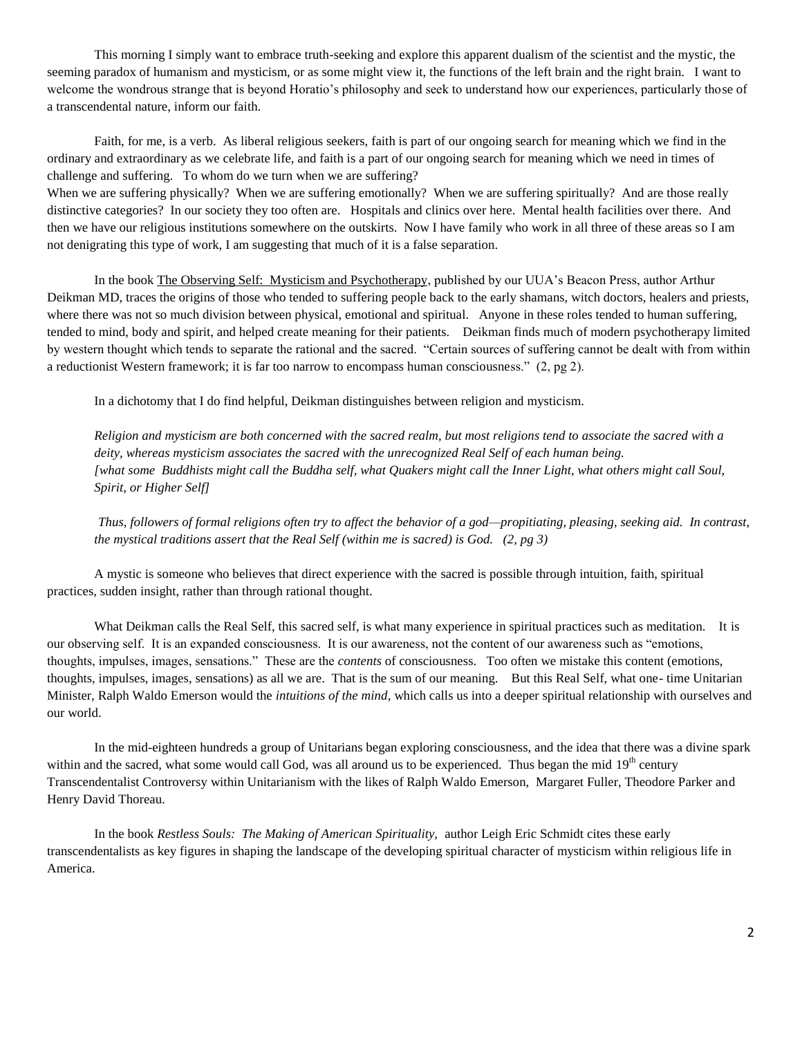This morning I simply want to embrace truth-seeking and explore this apparent dualism of the scientist and the mystic, the seeming paradox of humanism and mysticism, or as some might view it, the functions of the left brain and the right brain. I want to welcome the wondrous strange that is beyond Horatio's philosophy and seek to understand how our experiences, particularly those of a transcendental nature, inform our faith.

Faith, for me, is a verb. As liberal religious seekers, faith is part of our ongoing search for meaning which we find in the ordinary and extraordinary as we celebrate life, and faith is a part of our ongoing search for meaning which we need in times of challenge and suffering. To whom do we turn when we are suffering?
When we are suffering physically? When we are suffering emotionally? When we are suffering spiritually? And are those really distinctive categories? In our society they too often are. Hospitals and clinics over here. Mental health facilities over there. And then we have our religious institutions somewhere on the outskirts. Now I have family who work in all three of these areas so I am not denigrating this type of work, I am suggesting that much of it is a false separation.

In the book <u>The Observing Self: Mysticism and Psychotherapy</u>, published by our UUA's Beacon Press, author Arthur Deikman MD, traces the origins of those who tended to suffering people back to the early shamans, witch doctors, healers and priests, where there was not so much division between physical, emotional and spiritual. Anyone in these roles tended to human suffering, tended to mind, body and spirit, and helped create meaning for their patients. Deikman finds much of modern psychotherapy limited by western thought which tends to separate the rational and the sacred. "Certain sources of suffering cannot be dealt with from within a reductionist Western framework; it is far too narrow to encompass human consciousness." (2, pg 2).

In a dichotomy that I do find helpful, Deikman distinguishes between religion and mysticism.

> *Religion and mysticism are both concerned with the sacred realm, but most religions tend to associate the sacred with a deity, whereas mysticism associates the sacred with the unrecognized Real Self of each human being.*
> *[what some Buddhists might call the Buddha self, what Quakers might call the Inner Light, what others might call Soul, Spirit, or Higher Self]*
>
> *Thus, followers of formal religions often try to affect the behavior of a god—propitiating, pleasing, seeking aid. In contrast, the mystical traditions assert that the Real Self (within me is sacred) is God. (2, pg 3)*

A mystic is someone who believes that direct experience with the sacred is possible through intuition, faith, spiritual practices, sudden insight, rather than through rational thought.

What Deikman calls the Real Self, this sacred self, is what many experience in spiritual practices such as meditation. It is our observing self. It is an expanded consciousness. It is our awareness, not the content of our awareness such as "emotions, thoughts, impulses, images, sensations." These are the *contents* of consciousness. Too often we mistake this content (emotions, thoughts, impulses, images, sensations) as all we are. That is the sum of our meaning. But this Real Self, what one- time Unitarian Minister, Ralph Waldo Emerson would the *intuitions of the mind*, which calls us into a deeper spiritual relationship with ourselves and our world.

In the mid-eighteen hundreds a group of Unitarians began exploring consciousness, and the idea that there was a divine spark within and the sacred, what some would call God, was all around us to be experienced. Thus began the mid 19th century Transcendentalist Controversy within Unitarianism with the likes of Ralph Waldo Emerson, Margaret Fuller, Theodore Parker and Henry David Thoreau.

In the book *Restless Souls: The Making of American Spirituality,* author Leigh Eric Schmidt cites these early transcendentalists as key figures in shaping the landscape of the developing spiritual character of mysticism within religious life in America.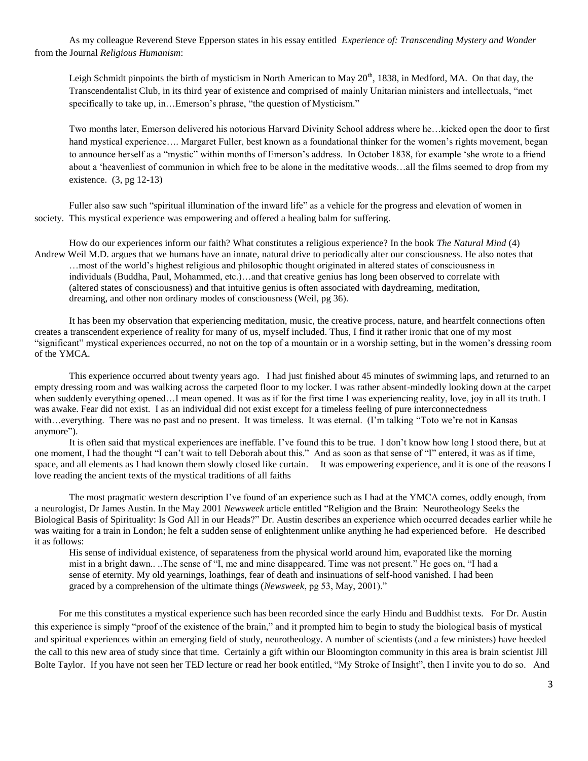As my colleague Reverend Steve Epperson states in his essay entitled *Experience of: Transcending Mystery and Wonder* from the Journal *Religious Humanism*:

> Leigh Schmidt pinpoints the birth of mysticism in North American to May 20th, 1838, in Medford, MA. On that day, the Transcendentalist Club, in its third year of existence and comprised of mainly Unitarian ministers and intellectuals, "met specifically to take up, in…Emerson's phrase, "the question of Mysticism."
>
> Two months later, Emerson delivered his notorious Harvard Divinity School address where he…kicked open the door to first hand mystical experience…. Margaret Fuller, best known as a foundational thinker for the women's rights movement, began to announce herself as a "mystic" within months of Emerson's address. In October 1838, for example 'she wrote to a friend about a 'heavenliest of communion in which free to be alone in the meditative woods…all the films seemed to drop from my existence. (3, pg 12-13)

Fuller also saw such "spiritual illumination of the inward life" as a vehicle for the progress and elevation of women in society. This mystical experience was empowering and offered a healing balm for suffering.

How do our experiences inform our faith? What constitutes a religious experience? In the book *The Natural Mind* (4) Andrew Weil M.D. argues that we humans have an innate, natural drive to periodically alter our consciousness. He also notes that

> …most of the world's highest religious and philosophic thought originated in altered states of consciousness in individuals (Buddha, Paul, Mohammed, etc.)…and that creative genius has long been observed to correlate with (altered states of consciousness) and that intuitive genius is often associated with daydreaming, meditation, dreaming, and other non ordinary modes of consciousness (Weil, pg 36).

It has been my observation that experiencing meditation, music, the creative process, nature, and heartfelt connections often creates a transcendent experience of reality for many of us, myself included. Thus, I find it rather ironic that one of my most "significant" mystical experiences occurred, no not on the top of a mountain or in a worship setting, but in the women's dressing room of the YMCA.

This experience occurred about twenty years ago. I had just finished about 45 minutes of swimming laps, and returned to an empty dressing room and was walking across the carpeted floor to my locker. I was rather absent-mindedly looking down at the carpet when suddenly everything opened…I mean opened. It was as if for the first time I was experiencing reality, love, joy in all its truth. I was awake. Fear did not exist. I as an individual did not exist except for a timeless feeling of pure interconnectedness with…everything. There was no past and no present. It was timeless. It was eternal. (I'm talking "Toto we're not in Kansas anymore").

It is often said that mystical experiences are ineffable. I've found this to be true. I don't know how long I stood there, but at one moment, I had the thought "I can't wait to tell Deborah about this." And as soon as that sense of "I" entered, it was as if time, space, and all elements as I had known them slowly closed like curtain. It was empowering experience, and it is one of the reasons I love reading the ancient texts of the mystical traditions of all faiths

The most pragmatic western description I've found of an experience such as I had at the YMCA comes, oddly enough, from a neurologist, Dr James Austin. In the May 2001 *Newsweek* article entitled "Religion and the Brain: Neurotheology Seeks the Biological Basis of Spirituality: Is God All in our Heads?" Dr. Austin describes an experience which occurred decades earlier while he was waiting for a train in London; he felt a sudden sense of enlightenment unlike anything he had experienced before. He described it as follows:

> His sense of individual existence, of separateness from the physical world around him, evaporated like the morning mist in a bright dawn.. ..The sense of "I, me and mine disappeared. Time was not present." He goes on, "I had a sense of eternity. My old yearnings, loathings, fear of death and insinuations of self-hood vanished. I had been graced by a comprehension of the ultimate things (*Newsweek*, pg 53, May, 2001)."

For me this constitutes a mystical experience such has been recorded since the early Hindu and Buddhist texts. For Dr. Austin this experience is simply "proof of the existence of the brain," and it prompted him to begin to study the biological basis of mystical and spiritual experiences within an emerging field of study, neurotheology. A number of scientists (and a few ministers) have heeded the call to this new area of study since that time. Certainly a gift within our Bloomington community in this area is brain scientist Jill Bolte Taylor. If you have not seen her TED lecture or read her book entitled, "My Stroke of Insight", then I invite you to do so. And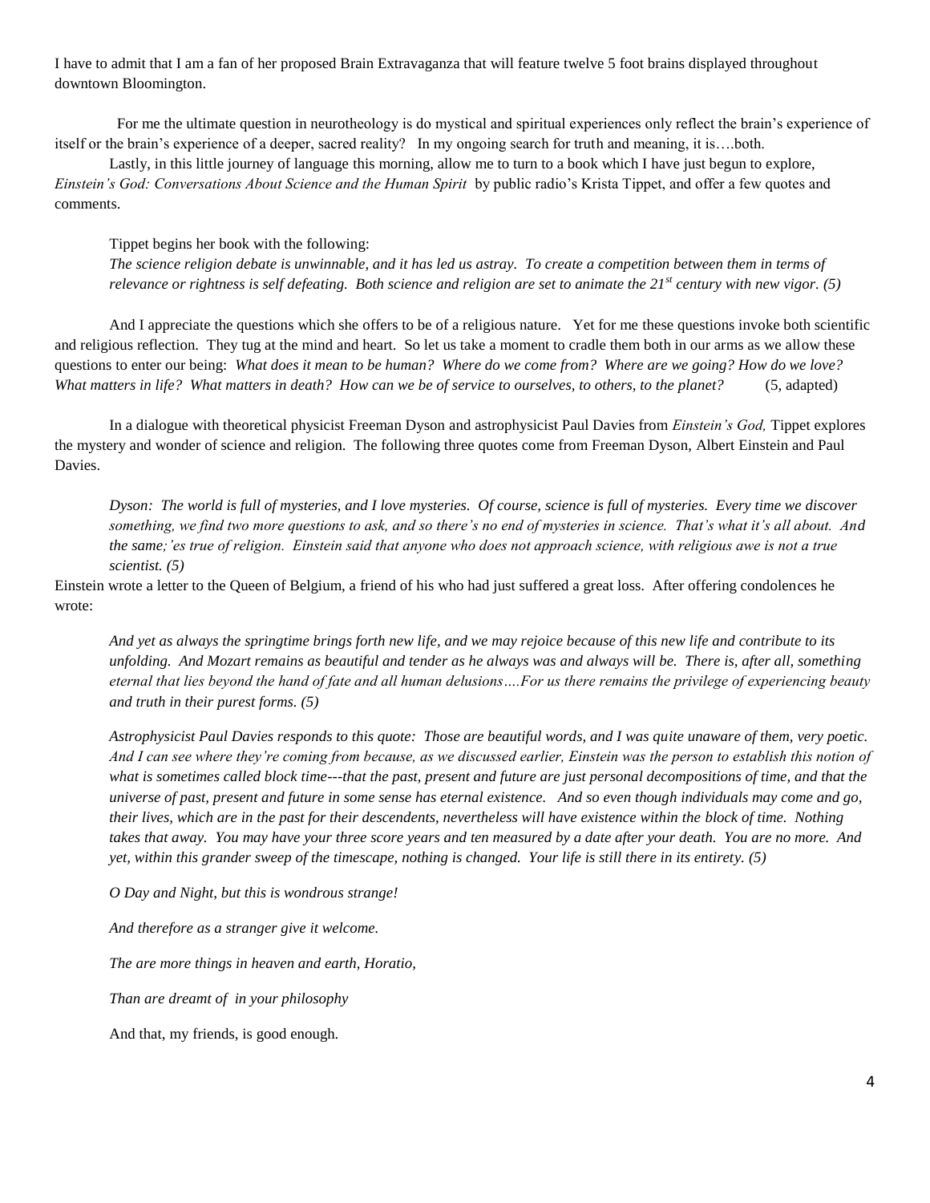I have to admit that I am a fan of her proposed Brain Extravaganza that will feature twelve 5 foot brains displayed throughout downtown Bloomington.

For me the ultimate question in neurotheology is do mystical and spiritual experiences only reflect the brain's experience of itself or the brain's experience of a deeper, sacred reality? In my ongoing search for truth and meaning, it is….both.

Lastly, in this little journey of language this morning, allow me to turn to a book which I have just begun to explore, *Einstein's God: Conversations About Science and the Human Spirit* by public radio's Krista Tippet, and offer a few quotes and comments.

Tippet begins her book with the following:

> *The science religion debate is unwinnable, and it has led us astray. To create a competition between them in terms of relevance or rightness is self defeating. Both science and religion are set to animate the 21st century with new vigor. (5)*

And I appreciate the questions which she offers to be of a religious nature. Yet for me these questions invoke both scientific and religious reflection. They tug at the mind and heart. So let us take a moment to cradle them both in our arms as we allow these questions to enter our being: *What does it mean to be human? Where do we come from? Where are we going? How do we love? What matters in life? What matters in death? How can we be of service to ourselves, to others, to the planet?* (5, adapted)

In a dialogue with theoretical physicist Freeman Dyson and astrophysicist Paul Davies from *Einstein's God,* Tippet explores the mystery and wonder of science and religion. The following three quotes come from Freeman Dyson, Albert Einstein and Paul Davies.

> *Dyson: The world is full of mysteries, and I love mysteries. Of course, science is full of mysteries. Every time we discover something, we find two more questions to ask, and so there's no end of mysteries in science. That's what it's all about. And the same;'es true of religion. Einstein said that anyone who does not approach science, with religious awe is not a true scientist. (5)*

Einstein wrote a letter to the Queen of Belgium, a friend of his who had just suffered a great loss. After offering condolences he wrote:

> *And yet as always the springtime brings forth new life, and we may rejoice because of this new life and contribute to its unfolding. And Mozart remains as beautiful and tender as he always was and always will be. There is, after all, something eternal that lies beyond the hand of fate and all human delusions….For us there remains the privilege of experiencing beauty and truth in their purest forms. (5)*

> *Astrophysicist Paul Davies responds to this quote: Those are beautiful words, and I was quite unaware of them, very poetic. And I can see where they're coming from because, as we discussed earlier, Einstein was the person to establish this notion of what is sometimes called block time---that the past, present and future are just personal decompositions of time, and that the universe of past, present and future in some sense has eternal existence. And so even though individuals may come and go, their lives, which are in the past for their descendents, nevertheless will have existence within the block of time. Nothing takes that away. You may have your three score years and ten measured by a date after your death. You are no more. And yet, within this grander sweep of the timescape, nothing is changed. Your life is still there in its entirety. (5)*

> *O Day and Night, but this is wondrous strange!*
>
> *And therefore as a stranger give it welcome.*
>
> *The are more things in heaven and earth, Horatio,*
>
> *Than are dreamt of in your philosophy*

And that, my friends, is good enough.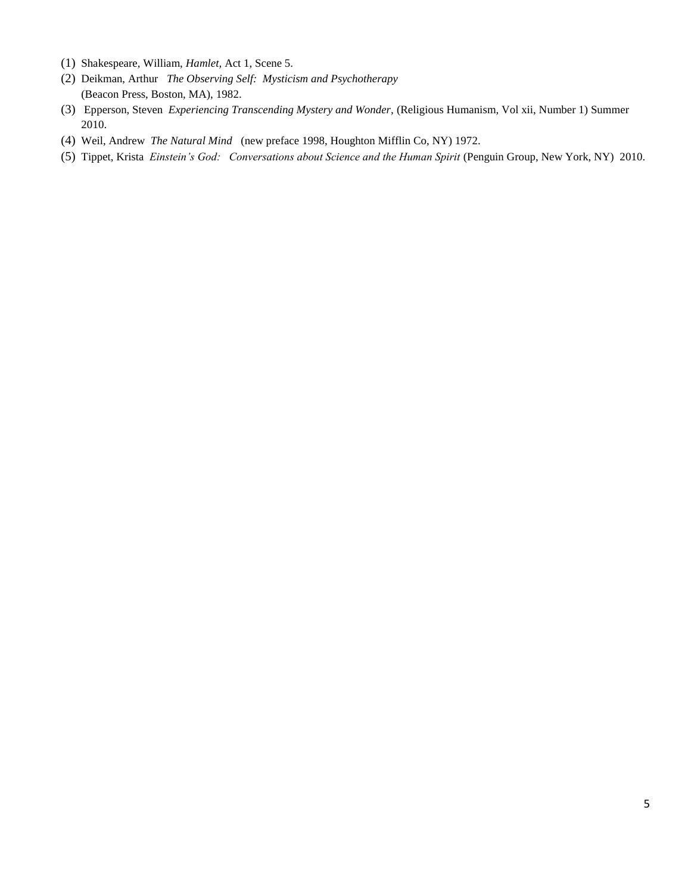(1) Shakespeare, William, *Hamlet,* Act 1, Scene 5.
(2) Deikman, Arthur *The Observing Self: Mysticism and Psychotherapy* (Beacon Press, Boston, MA), 1982.
(3) Epperson, Steven *Experiencing Transcending Mystery and Wonder,* (Religious Humanism, Vol xii, Number 1) Summer 2010.
(4) Weil, Andrew *The Natural Mind* (new preface 1998, Houghton Mifflin Co, NY) 1972.
(5) Tippet, Krista *Einstein's God: Conversations about Science and the Human Spirit* (Penguin Group, New York, NY) 2010.